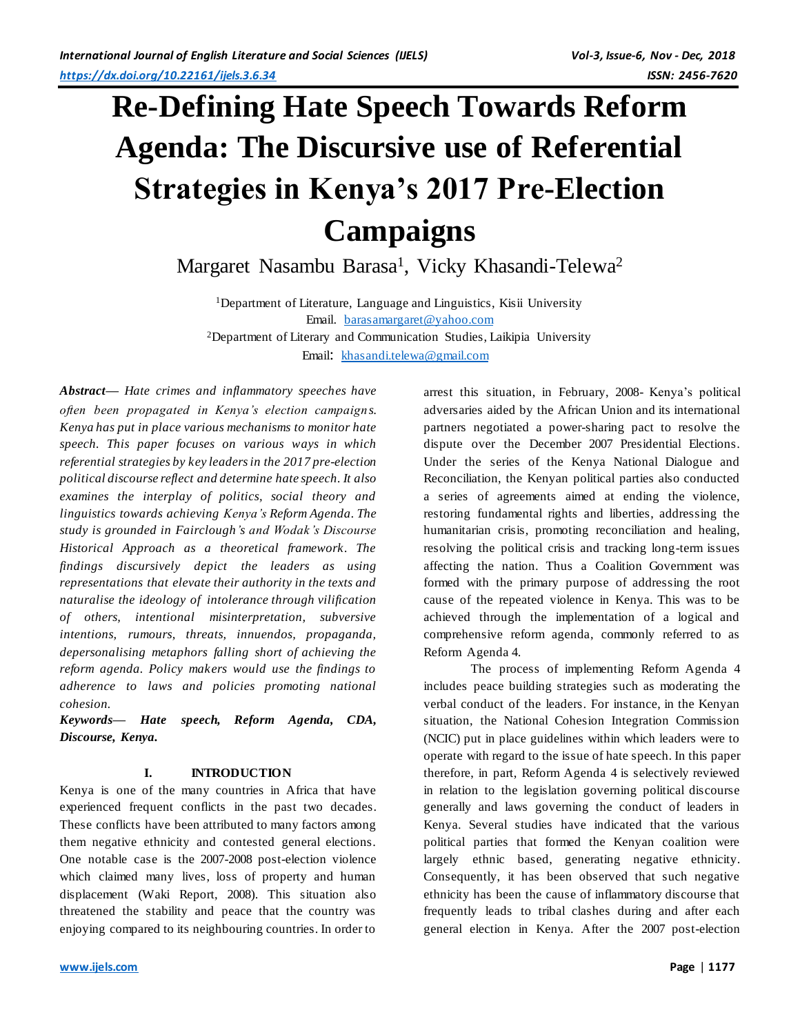# Re-Defining Hate Speech Towards Reform Agenda: The Discursive use of Referential Strategies in Kenya's 2017 Pre-Election Campaigns

Margaret Nasambu Barasa[1], Vicky Khasandi-Telewa[2]

[1]Department of Literature, Language and Linguistics, Kisii University
Email. barasamargaret@yahoo.com
[2]Department of Literary and Communication Studies, Laikipia University
Email: khasandi.telewa@gmail.com

***Abstract*— *Hate crimes and inflammatory speeches have often been propagated in Kenya's election campaigns. Kenya has put in place various mechanisms to monitor hate speech. This paper focuses on various ways in which referential strategies by key leaders in the 2017 pre-election political discourse reflect and determine hate speech. It also examines the interplay of politics, social theory and linguistics towards achieving Kenya's Reform Agenda. The study is grounded in Fairclough's and Wodak's Discourse Historical Approach as a theoretical framework. The findings discursively depict the leaders as using representations that elevate their authority in the texts and naturalise the ideology of intolerance through vilification of others, intentional misinterpretation, subversive intentions, rumours, threats, innuendos, propaganda, depersonalising metaphors falling short of achieving the reform agenda. Policy makers would use the findings to adherence to laws and policies promoting national cohesion.*

***Keywords*— *Hate speech, Reform Agenda, CDA, Discourse, Kenya.***

## I. INTRODUCTION

Kenya is one of the many countries in Africa that have experienced frequent conflicts in the past two decades. These conflicts have been attributed to many factors among them negative ethnicity and contested general elections. One notable case is the 2007-2008 post-election violence which claimed many lives, loss of property and human displacement (Waki Report, 2008). This situation also threatened the stability and peace that the country was enjoying compared to its neighbouring countries. In order to arrest this situation, in February, 2008- Kenya's political adversaries aided by the African Union and its international partners negotiated a power-sharing pact to resolve the dispute over the December 2007 Presidential Elections. Under the series of the Kenya National Dialogue and Reconciliation, the Kenyan political parties also conducted a series of agreements aimed at ending the violence, restoring fundamental rights and liberties, addressing the humanitarian crisis, promoting reconciliation and healing, resolving the political crisis and tracking long-term issues affecting the nation. Thus a Coalition Government was formed with the primary purpose of addressing the root cause of the repeated violence in Kenya. This was to be achieved through the implementation of a logical and comprehensive reform agenda, commonly referred to as Reform Agenda 4.

The process of implementing Reform Agenda 4 includes peace building strategies such as moderating the verbal conduct of the leaders. For instance, in the Kenyan situation, the National Cohesion Integration Commission (NCIC) put in place guidelines within which leaders were to operate with regard to the issue of hate speech. In this paper therefore, in part, Reform Agenda 4 is selectively reviewed in relation to the legislation governing political discourse generally and laws governing the conduct of leaders in Kenya. Several studies have indicated that the various political parties that formed the Kenyan coalition were largely ethnic based, generating negative ethnicity. Consequently, it has been observed that such negative ethnicity has been the cause of inflammatory discourse that frequently leads to tribal clashes during and after each general election in Kenya. After the 2007 post-election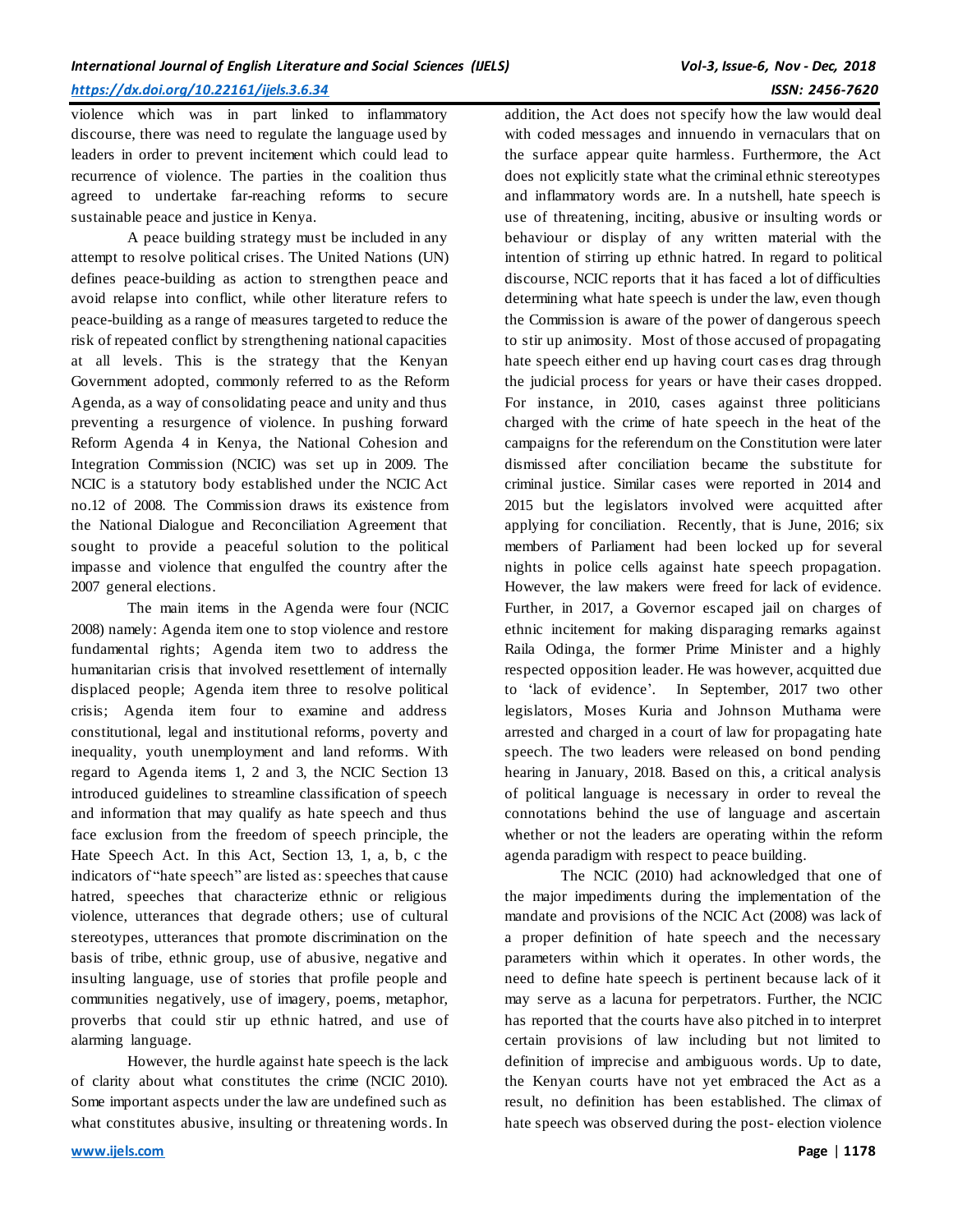violence which was in part linked to inflammatory discourse, there was need to regulate the language used by leaders in order to prevent incitement which could lead to recurrence of violence. The parties in the coalition thus agreed to undertake far-reaching reforms to secure sustainable peace and justice in Kenya.

A peace building strategy must be included in any attempt to resolve political crises. The United Nations (UN) defines peace-building as action to strengthen peace and avoid relapse into conflict, while other literature refers to peace-building as a range of measures targeted to reduce the risk of repeated conflict by strengthening national capacities at all levels. This is the strategy that the Kenyan Government adopted, commonly referred to as the Reform Agenda, as a way of consolidating peace and unity and thus preventing a resurgence of violence. In pushing forward Reform Agenda 4 in Kenya, the National Cohesion and Integration Commission (NCIC) was set up in 2009. The NCIC is a statutory body established under the NCIC Act no.12 of 2008. The Commission draws its existence from the National Dialogue and Reconciliation Agreement that sought to provide a peaceful solution to the political impasse and violence that engulfed the country after the 2007 general elections.

The main items in the Agenda were four (NCIC 2008) namely: Agenda item one to stop violence and restore fundamental rights; Agenda item two to address the humanitarian crisis that involved resettlement of internally displaced people; Agenda item three to resolve political crisis; Agenda item four to examine and address constitutional, legal and institutional reforms, poverty and inequality, youth unemployment and land reforms. With regard to Agenda items 1, 2 and 3, the NCIC Section 13 introduced guidelines to streamline classification of speech and information that may qualify as hate speech and thus face exclusion from the freedom of speech principle, the Hate Speech Act. In this Act, Section 13, 1, a, b, c the indicators of "hate speech" are listed as: speeches that cause hatred, speeches that characterize ethnic or religious violence, utterances that degrade others; use of cultural stereotypes, utterances that promote discrimination on the basis of tribe, ethnic group, use of abusive, negative and insulting language, use of stories that profile people and communities negatively, use of imagery, poems, metaphor, proverbs that could stir up ethnic hatred, and use of alarming language.

However, the hurdle against hate speech is the lack of clarity about what constitutes the crime (NCIC 2010). Some important aspects under the law are undefined such as what constitutes abusive, insulting or threatening words. In addition, the Act does not specify how the law would deal with coded messages and innuendo in vernaculars that on the surface appear quite harmless. Furthermore, the Act does not explicitly state what the criminal ethnic stereotypes and inflammatory words are. In a nutshell, hate speech is use of threatening, inciting, abusive or insulting words or behaviour or display of any written material with the intention of stirring up ethnic hatred. In regard to political discourse, NCIC reports that it has faced a lot of difficulties determining what hate speech is under the law, even though the Commission is aware of the power of dangerous speech to stir up animosity. Most of those accused of propagating hate speech either end up having court cases drag through the judicial process for years or have their cases dropped. For instance, in 2010, cases against three politicians charged with the crime of hate speech in the heat of the campaigns for the referendum on the Constitution were later dismissed after conciliation became the substitute for criminal justice. Similar cases were reported in 2014 and 2015 but the legislators involved were acquitted after applying for conciliation. Recently, that is June, 2016; six members of Parliament had been locked up for several nights in police cells against hate speech propagation. However, the law makers were freed for lack of evidence. Further, in 2017, a Governor escaped jail on charges of ethnic incitement for making disparaging remarks against Raila Odinga, the former Prime Minister and a highly respected opposition leader. He was however, acquitted due to 'lack of evidence'. In September, 2017 two other legislators, Moses Kuria and Johnson Muthama were arrested and charged in a court of law for propagating hate speech. The two leaders were released on bond pending hearing in January, 2018. Based on this, a critical analysis of political language is necessary in order to reveal the connotations behind the use of language and ascertain whether or not the leaders are operating within the reform agenda paradigm with respect to peace building.

The NCIC (2010) had acknowledged that one of the major impediments during the implementation of the mandate and provisions of the NCIC Act (2008) was lack of a proper definition of hate speech and the necessary parameters within which it operates. In other words, the need to define hate speech is pertinent because lack of it may serve as a lacuna for perpetrators. Further, the NCIC has reported that the courts have also pitched in to interpret certain provisions of law including but not limited to definition of imprecise and ambiguous words. Up to date, the Kenyan courts have not yet embraced the Act as a result, no definition has been established. The climax of hate speech was observed during the post- election violence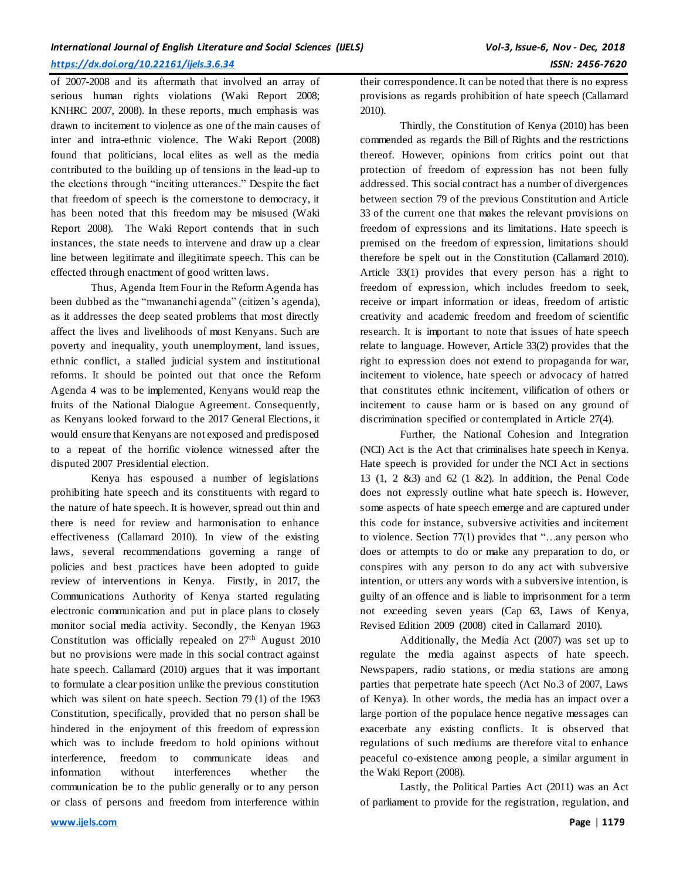of 2007-2008 and its aftermath that involved an array of serious human rights violations (Waki Report 2008; KNHRC 2007, 2008). In these reports, much emphasis was drawn to incitement to violence as one of the main causes of inter and intra-ethnic violence. The Waki Report (2008) found that politicians, local elites as well as the media contributed to the building up of tensions in the lead-up to the elections through "inciting utterances." Despite the fact that freedom of speech is the cornerstone to democracy, it has been noted that this freedom may be misused (Waki Report 2008). The Waki Report contends that in such instances, the state needs to intervene and draw up a clear line between legitimate and illegitimate speech. This can be effected through enactment of good written laws.

Thus, Agenda Item Four in the Reform Agenda has been dubbed as the "mwananchi agenda" (citizen's agenda), as it addresses the deep seated problems that most directly affect the lives and livelihoods of most Kenyans. Such are poverty and inequality, youth unemployment, land issues, ethnic conflict, a stalled judicial system and institutional reforms. It should be pointed out that once the Reform Agenda 4 was to be implemented, Kenyans would reap the fruits of the National Dialogue Agreement. Consequently, as Kenyans looked forward to the 2017 General Elections, it would ensure that Kenyans are not exposed and predisposed to a repeat of the horrific violence witnessed after the disputed 2007 Presidential election.

Kenya has espoused a number of legislations prohibiting hate speech and its constituents with regard to the nature of hate speech. It is however, spread out thin and there is need for review and harmonisation to enhance effectiveness (Callamard 2010). In view of the existing laws, several recommendations governing a range of policies and best practices have been adopted to guide review of interventions in Kenya. Firstly, in 2017, the Communications Authority of Kenya started regulating electronic communication and put in place plans to closely monitor social media activity. Secondly, the Kenyan 1963 Constitution was officially repealed on 27th August 2010 but no provisions were made in this social contract against hate speech. Callamard (2010) argues that it was important to formulate a clear position unlike the previous constitution which was silent on hate speech. Section 79 (1) of the 1963 Constitution, specifically, provided that no person shall be hindered in the enjoyment of this freedom of expression which was to include freedom to hold opinions without interference, freedom to communicate ideas and information without interferences whether the communication be to the public generally or to any person or class of persons and freedom from interference within their correspondence. It can be noted that there is no express provisions as regards prohibition of hate speech (Callamard 2010).

Thirdly, the Constitution of Kenya (2010) has been commended as regards the Bill of Rights and the restrictions thereof. However, opinions from critics point out that protection of freedom of expression has not been fully addressed. This social contract has a number of divergences between section 79 of the previous Constitution and Article 33 of the current one that makes the relevant provisions on freedom of expressions and its limitations. Hate speech is premised on the freedom of expression, limitations should therefore be spelt out in the Constitution (Callamard 2010). Article 33(1) provides that every person has a right to freedom of expression, which includes freedom to seek, receive or impart information or ideas, freedom of artistic creativity and academic freedom and freedom of scientific research. It is important to note that issues of hate speech relate to language. However, Article 33(2) provides that the right to expression does not extend to propaganda for war, incitement to violence, hate speech or advocacy of hatred that constitutes ethnic incitement, vilification of others or incitement to cause harm or is based on any ground of discrimination specified or contemplated in Article 27(4).

Further, the National Cohesion and Integration (NCI) Act is the Act that criminalises hate speech in Kenya. Hate speech is provided for under the NCI Act in sections 13 (1, 2 &3) and 62 (1 &2). In addition, the Penal Code does not expressly outline what hate speech is. However, some aspects of hate speech emerge and are captured under this code for instance, subversive activities and incitement to violence. Section 77(1) provides that "…any person who does or attempts to do or make any preparation to do, or conspires with any person to do any act with subversive intention, or utters any words with a subversive intention, is guilty of an offence and is liable to imprisonment for a term not exceeding seven years (Cap 63, Laws of Kenya, Revised Edition 2009 (2008) cited in Callamard 2010).

Additionally, the Media Act (2007) was set up to regulate the media against aspects of hate speech. Newspapers, radio stations, or media stations are among parties that perpetrate hate speech (Act No.3 of 2007, Laws of Kenya). In other words, the media has an impact over a large portion of the populace hence negative messages can exacerbate any existing conflicts. It is observed that regulations of such mediums are therefore vital to enhance peaceful co-existence among people, a similar argument in the Waki Report (2008).

Lastly, the Political Parties Act (2011) was an Act of parliament to provide for the registration, regulation, and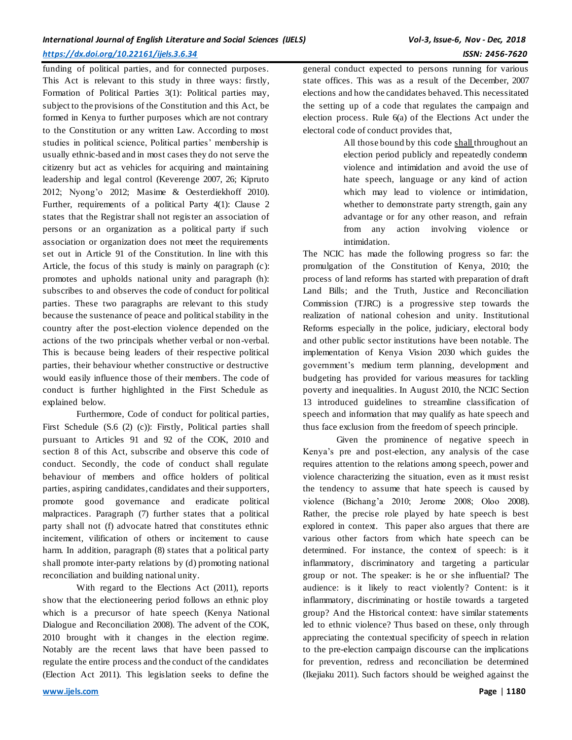funding of political parties, and for connected purposes. This Act is relevant to this study in three ways: firstly, Formation of Political Parties 3(1): Political parties may, subject to the provisions of the Constitution and this Act, be formed in Kenya to further purposes which are not contrary to the Constitution or any written Law. According to most studies in political science, Political parties' membership is usually ethnic-based and in most cases they do not serve the citizenry but act as vehicles for acquiring and maintaining leadership and legal control (Keverenge 2007, 26; Kipruto 2012; Nyong'o 2012; Masime & Oesterdiekhoff 2010). Further, requirements of a political Party 4(1): Clause 2 states that the Registrar shall not register an association of persons or an organization as a political party if such association or organization does not meet the requirements set out in Article 91 of the Constitution. In line with this Article, the focus of this study is mainly on paragraph (c): promotes and upholds national unity and paragraph (h): subscribes to and observes the code of conduct for political parties. These two paragraphs are relevant to this study because the sustenance of peace and political stability in the country after the post-election violence depended on the actions of the two principals whether verbal or non-verbal. This is because being leaders of their respective political parties, their behaviour whether constructive or destructive would easily influence those of their members. The code of conduct is further highlighted in the First Schedule as explained below.

Furthermore, Code of conduct for political parties, First Schedule (S.6 (2) (c)): Firstly, Political parties shall pursuant to Articles 91 and 92 of the COK, 2010 and section 8 of this Act, subscribe and observe this code of conduct. Secondly, the code of conduct shall regulate behaviour of members and office holders of political parties, aspiring candidates, candidates and their supporters, promote good governance and eradicate political malpractices. Paragraph (7) further states that a political party shall not (f) advocate hatred that constitutes ethnic incitement, vilification of others or incitement to cause harm. In addition, paragraph (8) states that a political party shall promote inter-party relations by (d) promoting national reconciliation and building national unity.

With regard to the Elections Act (2011), reports show that the electioneering period follows an ethnic ploy which is a precursor of hate speech (Kenya National Dialogue and Reconciliation 2008). The advent of the COK, 2010 brought with it changes in the election regime. Notably are the recent laws that have been passed to regulate the entire process and the conduct of the candidates (Election Act 2011). This legislation seeks to define the general conduct expected to persons running for various state offices. This was as a result of the December, 2007 elections and how the candidates behaved. This necessitated the setting up of a code that regulates the campaign and election process. Rule 6(a) of the Elections Act under the electoral code of conduct provides that,

> All those bound by this code shall throughout an election period publicly and repeatedly condemn violence and intimidation and avoid the use of hate speech, language or any kind of action which may lead to violence or intimidation, whether to demonstrate party strength, gain any advantage or for any other reason, and refrain from any action involving violence or intimidation.

The NCIC has made the following progress so far: the promulgation of the Constitution of Kenya, 2010; the process of land reforms has started with preparation of draft Land Bills; and the Truth, Justice and Reconciliation Commission (TJRC) is a progressive step towards the realization of national cohesion and unity. Institutional Reforms especially in the police, judiciary, electoral body and other public sector institutions have been notable. The implementation of Kenya Vision 2030 which guides the government's medium term planning, development and budgeting has provided for various measures for tackling poverty and inequalities. In August 2010, the NCIC Section 13 introduced guidelines to streamline classification of speech and information that may qualify as hate speech and thus face exclusion from the freedom of speech principle.

Given the prominence of negative speech in Kenya's pre and post-election, any analysis of the case requires attention to the relations among speech, power and violence characterizing the situation, even as it must resist the tendency to assume that hate speech is caused by violence (Bichang'a 2010; Jerome 2008; Oloo 2008). Rather, the precise role played by hate speech is best explored in context. This paper also argues that there are various other factors from which hate speech can be determined. For instance, the context of speech: is it inflammatory, discriminatory and targeting a particular group or not. The speaker: is he or she influential? The audience: is it likely to react violently? Content: is it inflammatory, discriminating or hostile towards a targeted group? And the Historical context: have similar statements led to ethnic violence? Thus based on these, only through appreciating the contextual specificity of speech in relation to the pre-election campaign discourse can the implications for prevention, redress and reconciliation be determined (Ikejiaku 2011). Such factors should be weighed against the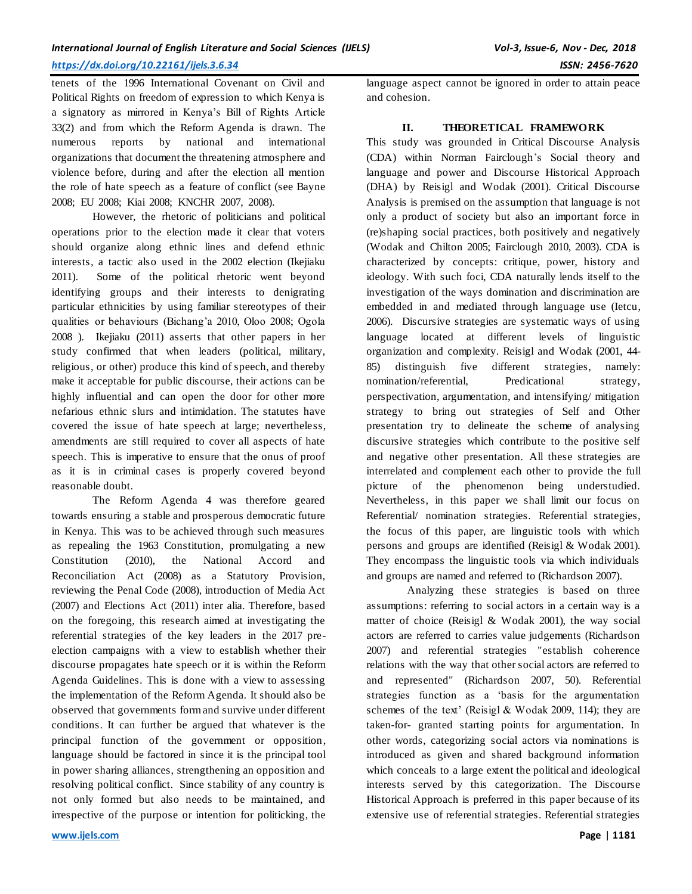tenets of the 1996 International Covenant on Civil and Political Rights on freedom of expression to which Kenya is a signatory as mirrored in Kenya's Bill of Rights Article 33(2) and from which the Reform Agenda is drawn. The numerous reports by national and international organizations that document the threatening atmosphere and violence before, during and after the election all mention the role of hate speech as a feature of conflict (see Bayne 2008; EU 2008; Kiai 2008; KNCHR 2007, 2008).

However, the rhetoric of politicians and political operations prior to the election made it clear that voters should organize along ethnic lines and defend ethnic interests, a tactic also used in the 2002 election (Ikejiaku 2011). Some of the political rhetoric went beyond identifying groups and their interests to denigrating particular ethnicities by using familiar stereotypes of their qualities or behaviours (Bichang'a 2010, Oloo 2008; Ogola 2008 ). Ikejiaku (2011) asserts that other papers in her study confirmed that when leaders (political, military, religious, or other) produce this kind of speech, and thereby make it acceptable for public discourse, their actions can be highly influential and can open the door for other more nefarious ethnic slurs and intimidation. The statutes have covered the issue of hate speech at large; nevertheless, amendments are still required to cover all aspects of hate speech. This is imperative to ensure that the onus of proof as it is in criminal cases is properly covered beyond reasonable doubt.

The Reform Agenda 4 was therefore geared towards ensuring a stable and prosperous democratic future in Kenya. This was to be achieved through such measures as repealing the 1963 Constitution, promulgating a new Constitution (2010), the National Accord and Reconciliation Act (2008) as a Statutory Provision, reviewing the Penal Code (2008), introduction of Media Act (2007) and Elections Act (2011) inter alia. Therefore, based on the foregoing, this research aimed at investigating the referential strategies of the key leaders in the 2017 pre-election campaigns with a view to establish whether their discourse propagates hate speech or it is within the Reform Agenda Guidelines. This is done with a view to assessing the implementation of the Reform Agenda. It should also be observed that governments form and survive under different conditions. It can further be argued that whatever is the principal function of the government or opposition, language should be factored in since it is the principal tool in power sharing alliances, strengthening an opposition and resolving political conflict. Since stability of any country is not only formed but also needs to be maintained, and irrespective of the purpose or intention for politicking, the language aspect cannot be ignored in order to attain peace and cohesion.

## II. THEORETICAL FRAMEWORK

This study was grounded in Critical Discourse Analysis (CDA) within Norman Fairclough's Social theory and language and power and Discourse Historical Approach (DHA) by Reisigl and Wodak (2001). Critical Discourse Analysis is premised on the assumption that language is not only a product of society but also an important force in (re)shaping social practices, both positively and negatively (Wodak and Chilton 2005; Fairclough 2010, 2003). CDA is characterized by concepts: critique, power, history and ideology. With such foci, CDA naturally lends itself to the investigation of the ways domination and discrimination are embedded in and mediated through language use (Ietcu, 2006). Discursive strategies are systematic ways of using language located at different levels of linguistic organization and complexity. Reisigl and Wodak (2001, 44-85) distinguish five different strategies, namely: nomination/referential, Predicational strategy, perspectivation, argumentation, and intensifying/ mitigation strategy to bring out strategies of Self and Other presentation try to delineate the scheme of analysing discursive strategies which contribute to the positive self and negative other presentation. All these strategies are interrelated and complement each other to provide the full picture of the phenomenon being understudied. Nevertheless, in this paper we shall limit our focus on Referential/ nomination strategies. Referential strategies, the focus of this paper, are linguistic tools with which persons and groups are identified (Reisigl & Wodak 2001). They encompass the linguistic tools via which individuals and groups are named and referred to (Richardson 2007).

Analyzing these strategies is based on three assumptions: referring to social actors in a certain way is a matter of choice (Reisigl & Wodak 2001), the way social actors are referred to carries value judgements (Richardson 2007) and referential strategies "establish coherence relations with the way that other social actors are referred to and represented" (Richardson 2007, 50). Referential strategies function as a 'basis for the argumentation schemes of the text' (Reisigl & Wodak 2009, 114); they are taken-for- granted starting points for argumentation. In other words, categorizing social actors via nominations is introduced as given and shared background information which conceals to a large extent the political and ideological interests served by this categorization. The Discourse Historical Approach is preferred in this paper because of its extensive use of referential strategies. Referential strategies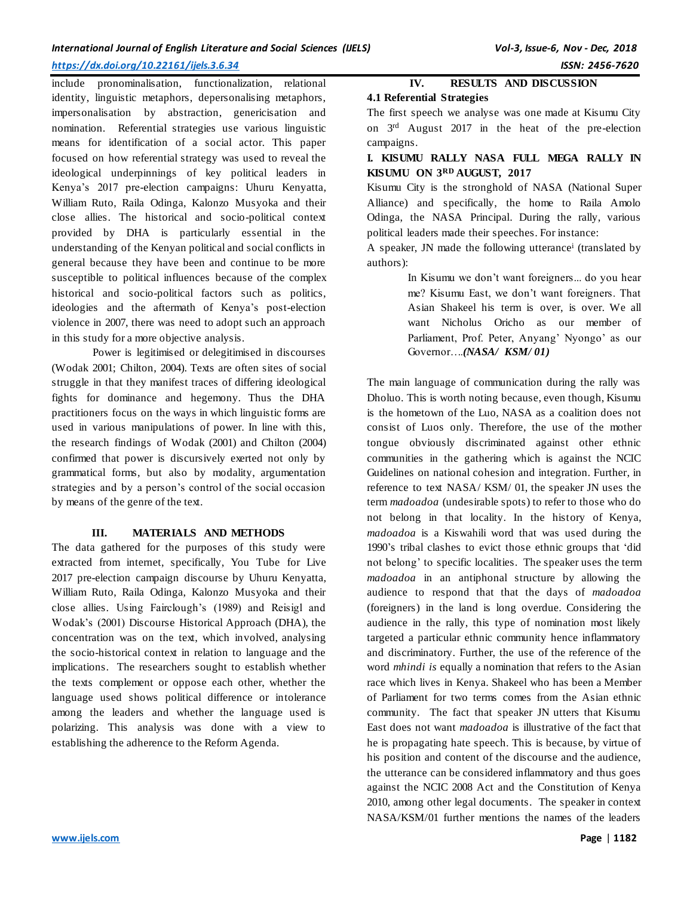include pronominalisation, functionalization, relational identity, linguistic metaphors, depersonalising metaphors, impersonalisation by abstraction, genericisation and nomination. Referential strategies use various linguistic means for identification of a social actor. This paper focused on how referential strategy was used to reveal the ideological underpinnings of key political leaders in Kenya's 2017 pre-election campaigns: Uhuru Kenyatta, William Ruto, Raila Odinga, Kalonzo Musyoka and their close allies. The historical and socio-political context provided by DHA is particularly essential in the understanding of the Kenyan political and social conflicts in general because they have been and continue to be more susceptible to political influences because of the complex historical and socio-political factors such as politics, ideologies and the aftermath of Kenya's post-election violence in 2007, there was need to adopt such an approach in this study for a more objective analysis.

Power is legitimised or delegitimised in discourses (Wodak 2001; Chilton, 2004). Texts are often sites of social struggle in that they manifest traces of differing ideological fights for dominance and hegemony. Thus the DHA practitioners focus on the ways in which linguistic forms are used in various manipulations of power. In line with this, the research findings of Wodak (2001) and Chilton (2004) confirmed that power is discursively exerted not only by grammatical forms, but also by modality, argumentation strategies and by a person's control of the social occasion by means of the genre of the text.

## III. MATERIALS AND METHODS

The data gathered for the purposes of this study were extracted from internet, specifically, You Tube for Live 2017 pre-election campaign discourse by Uhuru Kenyatta, William Ruto, Raila Odinga, Kalonzo Musyoka and their close allies. Using Fairclough's (1989) and Reisigl and Wodak's (2001) Discourse Historical Approach (DHA), the concentration was on the text, which involved, analysing the socio-historical context in relation to language and the implications. The researchers sought to establish whether the texts complement or oppose each other, whether the language used shows political difference or intolerance among the leaders and whether the language used is polarizing. This analysis was done with a view to establishing the adherence to the Reform Agenda.

## IV. RESULTS AND DISCUSSION

### 4.1 Referential Strategies

The first speech we analyse was one made at Kisumu City on 3rd August 2017 in the heat of the pre-election campaigns.

**I. KISUMU RALLY NASA FULL MEGA RALLY IN KISUMU ON 3RD AUGUST, 2017**

Kisumu City is the stronghold of NASA (National Super Alliance) and specifically, the home to Raila Amolo Odinga, the NASA Principal. During the rally, various political leaders made their speeches. For instance:

A speaker, JN made the following utterance[i] (translated by authors):

> In Kisumu we don't want foreigners... do you hear me? Kisumu East, we don't want foreigners. That Asian Shakeel his term is over, is over. We all want Nicholus Oricho as our member of Parliament, Prof. Peter, Anyang' Nyongo' as our Governor….*(NASA/ KSM/ 01)*

The main language of communication during the rally was Dholuo. This is worth noting because, even though, Kisumu is the hometown of the Luo, NASA as a coalition does not consist of Luos only. Therefore, the use of the mother tongue obviously discriminated against other ethnic communities in the gathering which is against the NCIC Guidelines on national cohesion and integration. Further, in reference to text NASA/ KSM/ 01, the speaker JN uses the term *madoadoa* (undesirable spots) to refer to those who do not belong in that locality. In the history of Kenya, *madoadoa* is a Kiswahili word that was used during the 1990's tribal clashes to evict those ethnic groups that 'did not belong' to specific localities. The speaker uses the term *madoadoa* in an antiphonal structure by allowing the audience to respond that that the days of *madoadoa* (foreigners) in the land is long overdue. Considering the audience in the rally, this type of nomination most likely targeted a particular ethnic community hence inflammatory and discriminatory. Further, the use of the reference of the word *mhindi is* equally a nomination that refers to the Asian race which lives in Kenya. Shakeel who has been a Member of Parliament for two terms comes from the Asian ethnic community. The fact that speaker JN utters that Kisumu East does not want *madoadoa* is illustrative of the fact that he is propagating hate speech. This is because, by virtue of his position and content of the discourse and the audience, the utterance can be considered inflammatory and thus goes against the NCIC 2008 Act and the Constitution of Kenya 2010, among other legal documents. The speaker in context NASA/KSM/01 further mentions the names of the leaders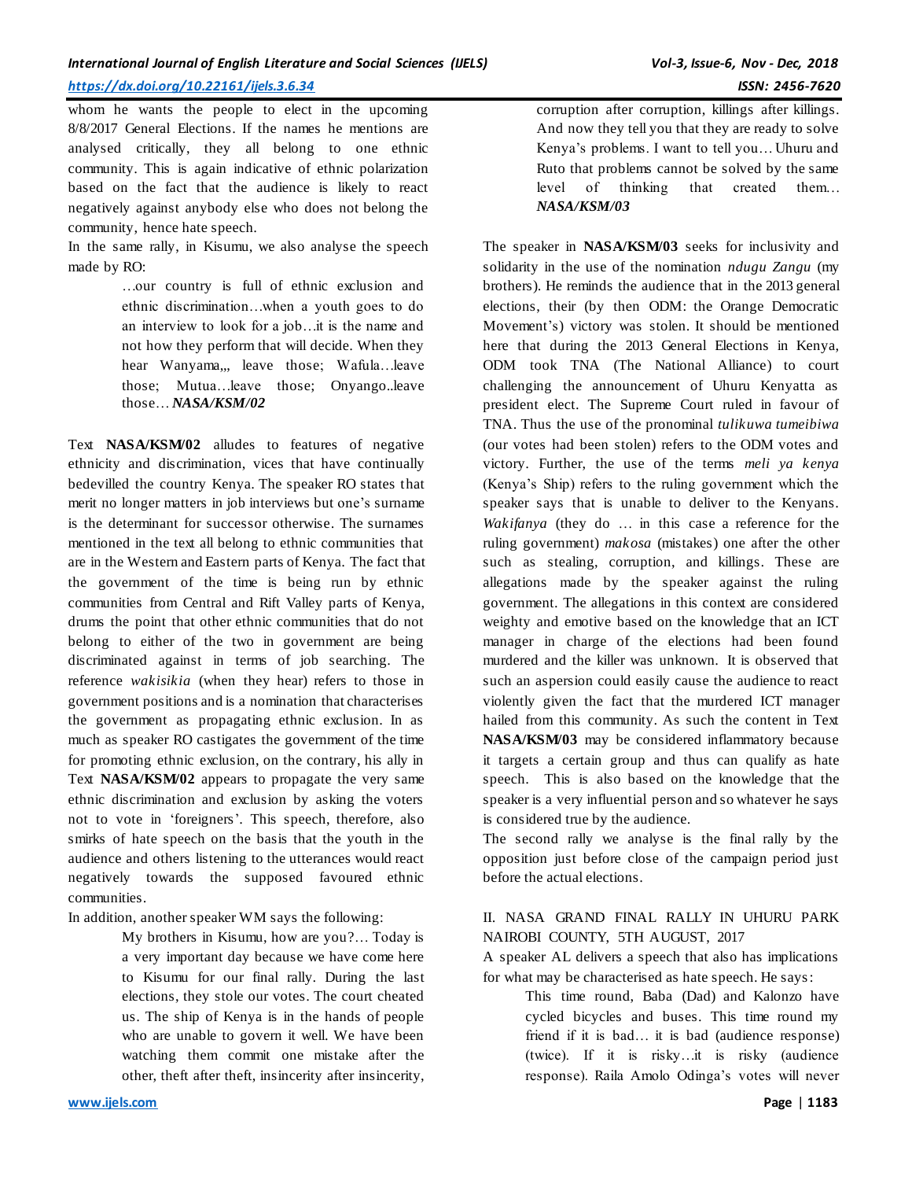whom he wants the people to elect in the upcoming 8/8/2017 General Elections. If the names he mentions are analysed critically, they all belong to one ethnic community. This is again indicative of ethnic polarization based on the fact that the audience is likely to react negatively against anybody else who does not belong the community, hence hate speech.

In the same rally, in Kisumu, we also analyse the speech made by RO:

> …our country is full of ethnic exclusion and ethnic discrimination…when a youth goes to do an interview to look for a job…it is the name and not how they perform that will decide. When they hear Wanyama,,, leave those; Wafula…leave those; Mutua…leave those; Onyango..leave those… ***NASA/KSM/02***

Text **NASA/KSM/02** alludes to features of negative ethnicity and discrimination, vices that have continually bedevilled the country Kenya. The speaker RO states that merit no longer matters in job interviews but one's surname is the determinant for successor otherwise. The surnames mentioned in the text all belong to ethnic communities that are in the Western and Eastern parts of Kenya. The fact that the government of the time is being run by ethnic communities from Central and Rift Valley parts of Kenya, drums the point that other ethnic communities that do not belong to either of the two in government are being discriminated against in terms of job searching. The reference *wakisikia* (when they hear) refers to those in government positions and is a nomination that characterises the government as propagating ethnic exclusion. In as much as speaker RO castigates the government of the time for promoting ethnic exclusion, on the contrary, his ally in Text **NASA/KSM/02** appears to propagate the very same ethnic discrimination and exclusion by asking the voters not to vote in 'foreigners'. This speech, therefore, also smirks of hate speech on the basis that the youth in the audience and others listening to the utterances would react negatively towards the supposed favoured ethnic communities.

In addition, another speaker WM says the following:

> My brothers in Kisumu, how are you?… Today is a very important day because we have come here to Kisumu for our final rally. During the last elections, they stole our votes. The court cheated us. The ship of Kenya is in the hands of people who are unable to govern it well. We have been watching them commit one mistake after the other, theft after theft, insincerity after insincerity, corruption after corruption, killings after killings. And now they tell you that they are ready to solve Kenya's problems. I want to tell you… Uhuru and Ruto that problems cannot be solved by the same level of thinking that created them… ***NASA/KSM/03***

The speaker in **NASA/KSM/03** seeks for inclusivity and solidarity in the use of the nomination *ndugu Zangu* (my brothers). He reminds the audience that in the 2013 general elections, their (by then ODM: the Orange Democratic Movement's) victory was stolen. It should be mentioned here that during the 2013 General Elections in Kenya, ODM took TNA (The National Alliance) to court challenging the announcement of Uhuru Kenyatta as president elect. The Supreme Court ruled in favour of TNA. Thus the use of the pronominal *tulikuwa tumeibiwa* (our votes had been stolen) refers to the ODM votes and victory. Further, the use of the terms *meli ya kenya* (Kenya's Ship) refers to the ruling government which the speaker says that is unable to deliver to the Kenyans. *Wakifanya* (they do … in this case a reference for the ruling government) *makosa* (mistakes) one after the other such as stealing, corruption, and killings. These are allegations made by the speaker against the ruling government. The allegations in this context are considered weighty and emotive based on the knowledge that an ICT manager in charge of the elections had been found murdered and the killer was unknown. It is observed that such an aspersion could easily cause the audience to react violently given the fact that the murdered ICT manager hailed from this community. As such the content in Text **NASA/KSM/03** may be considered inflammatory because it targets a certain group and thus can qualify as hate speech. This is also based on the knowledge that the speaker is a very influential person and so whatever he says is considered true by the audience.

The second rally we analyse is the final rally by the opposition just before close of the campaign period just before the actual elections.

## II. NASA GRAND FINAL RALLY IN UHURU PARK NAIROBI COUNTY, 5TH AUGUST, 2017

A speaker AL delivers a speech that also has implications for what may be characterised as hate speech. He says:

> This time round, Baba (Dad) and Kalonzo have cycled bicycles and buses. This time round my friend if it is bad… it is bad (audience response) (twice). If it is risky…it is risky (audience response). Raila Amolo Odinga's votes will never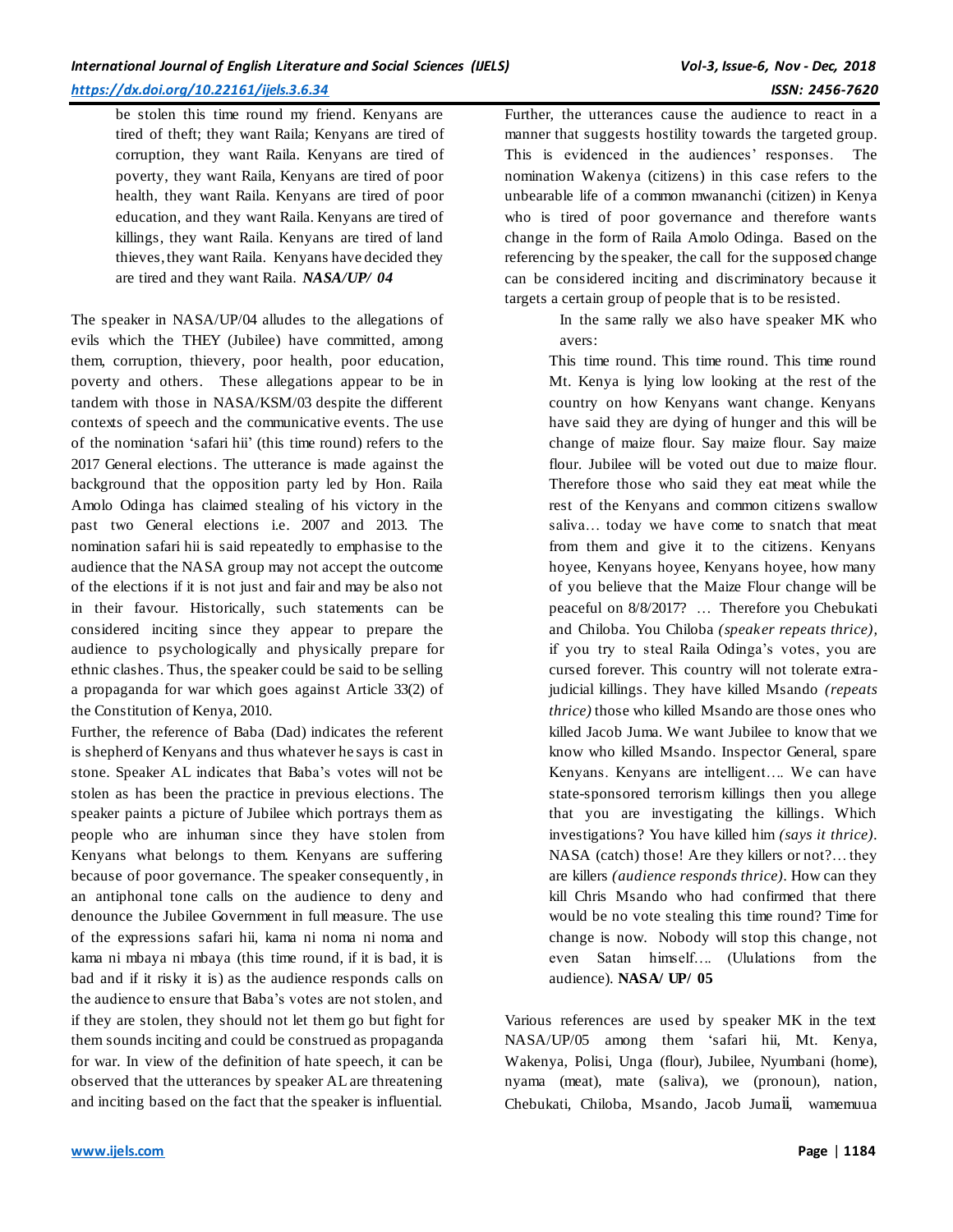> be stolen this time round my friend. Kenyans are tired of theft; they want Raila; Kenyans are tired of corruption, they want Raila. Kenyans are tired of poverty, they want Raila, Kenyans are tired of poor health, they want Raila. Kenyans are tired of poor education, and they want Raila. Kenyans are tired of killings, they want Raila. Kenyans are tired of land thieves, they want Raila. Kenyans have decided they are tired and they want Raila. ***NASA/UP/ 04***

The speaker in NASA/UP/04 alludes to the allegations of evils which the THEY (Jubilee) have committed, among them, corruption, thievery, poor health, poor education, poverty and others. These allegations appear to be in tandem with those in NASA/KSM/03 despite the different contexts of speech and the communicative events. The use of the nomination 'safari hii' (this time round) refers to the 2017 General elections. The utterance is made against the background that the opposition party led by Hon. Raila Amolo Odinga has claimed stealing of his victory in the past two General elections i.e. 2007 and 2013. The nomination safari hii is said repeatedly to emphasise to the audience that the NASA group may not accept the outcome of the elections if it is not just and fair and may be also not in their favour. Historically, such statements can be considered inciting since they appear to prepare the audience to psychologically and physically prepare for ethnic clashes. Thus, the speaker could be said to be selling a propaganda for war which goes against Article 33(2) of the Constitution of Kenya, 2010.

Further, the reference of Baba (Dad) indicates the referent is shepherd of Kenyans and thus whatever he says is cast in stone. Speaker AL indicates that Baba's votes will not be stolen as has been the practice in previous elections. The speaker paints a picture of Jubilee which portrays them as people who are inhuman since they have stolen from Kenyans what belongs to them. Kenyans are suffering because of poor governance. The speaker consequently, in an antiphonal tone calls on the audience to deny and denounce the Jubilee Government in full measure. The use of the expressions safari hii, kama ni noma ni noma and kama ni mbaya ni mbaya (this time round, if it is bad, it is bad and if it risky it is) as the audience responds calls on the audience to ensure that Baba's votes are not stolen, and if they are stolen, they should not let them go but fight for them sounds inciting and could be construed as propaganda for war. In view of the definition of hate speech, it can be observed that the utterances by speaker AL are threatening and inciting based on the fact that the speaker is influential.

Further, the utterances cause the audience to react in a manner that suggests hostility towards the targeted group. This is evidenced in the audiences' responses. The nomination Wakenya (citizens) in this case refers to the unbearable life of a common mwananchi (citizen) in Kenya who is tired of poor governance and therefore wants change in the form of Raila Amolo Odinga. Based on the referencing by the speaker, the call for the supposed change can be considered inciting and discriminatory because it targets a certain group of people that is to be resisted.

In the same rally we also have speaker MK who avers:

> This time round. This time round. This time round Mt. Kenya is lying low looking at the rest of the country on how Kenyans want change. Kenyans have said they are dying of hunger and this will be change of maize flour. Say maize flour. Say maize flour. Jubilee will be voted out due to maize flour. Therefore those who said they eat meat while the rest of the Kenyans and common citizens swallow saliva… today we have come to snatch that meat from them and give it to the citizens. Kenyans hoyee, Kenyans hoyee, Kenyans hoyee, how many of you believe that the Maize Flour change will be peaceful on 8/8/2017? … Therefore you Chebukati and Chiloba. You Chiloba *(speaker repeats thrice)*, if you try to steal Raila Odinga's votes, you are cursed forever. This country will not tolerate extra-judicial killings. They have killed Msando *(repeats thrice)* those who killed Msando are those ones who killed Jacob Juma. We want Jubilee to know that we know who killed Msando. Inspector General, spare Kenyans. Kenyans are intelligent…. We can have state-sponsored terrorism killings then you allege that you are investigating the killings. Which investigations? You have killed him *(says it thrice)*. NASA (catch) those! Are they killers or not?… they are killers *(audience responds thrice)*. How can they kill Chris Msando who had confirmed that there would be no vote stealing this time round? Time for change is now. Nobody will stop this change, not even Satan himself…. (Ululations from the audience). **NASA/ UP/ 05**

Various references are used by speaker MK in the text NASA/UP/05 among them 'safari hii, Mt. Kenya, Wakenya, Polisi, Unga (flour), Jubilee, Nyumbani (home), nyama (meat), mate (saliva), we (pronoun), nation, Chebukati, Chiloba, Msando, Jacob Jumaii, wamemuua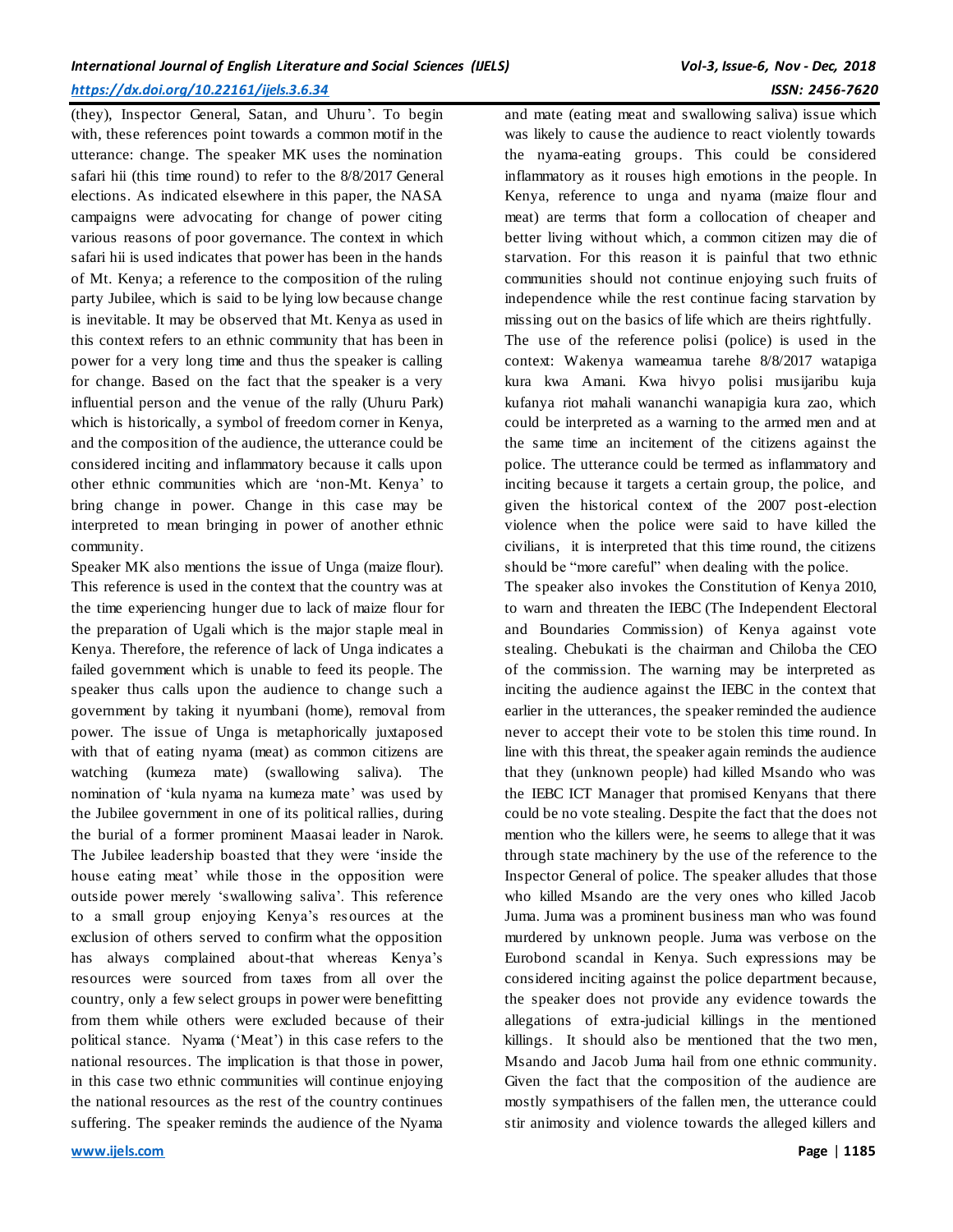(they), Inspector General, Satan, and Uhuru'. To begin with, these references point towards a common motif in the utterance: change. The speaker MK uses the nomination safari hii (this time round) to refer to the 8/8/2017 General elections. As indicated elsewhere in this paper, the NASA campaigns were advocating for change of power citing various reasons of poor governance. The context in which safari hii is used indicates that power has been in the hands of Mt. Kenya; a reference to the composition of the ruling party Jubilee, which is said to be lying low because change is inevitable. It may be observed that Mt. Kenya as used in this context refers to an ethnic community that has been in power for a very long time and thus the speaker is calling for change. Based on the fact that the speaker is a very influential person and the venue of the rally (Uhuru Park) which is historically, a symbol of freedom corner in Kenya, and the composition of the audience, the utterance could be considered inciting and inflammatory because it calls upon other ethnic communities which are 'non-Mt. Kenya' to bring change in power. Change in this case may be interpreted to mean bringing in power of another ethnic community.

Speaker MK also mentions the issue of Unga (maize flour). This reference is used in the context that the country was at the time experiencing hunger due to lack of maize flour for the preparation of Ugali which is the major staple meal in Kenya. Therefore, the reference of lack of Unga indicates a failed government which is unable to feed its people. The speaker thus calls upon the audience to change such a government by taking it nyumbani (home), removal from power. The issue of Unga is metaphorically juxtaposed with that of eating nyama (meat) as common citizens are watching (kumeza mate) (swallowing saliva). The nomination of 'kula nyama na kumeza mate' was used by the Jubilee government in one of its political rallies, during the burial of a former prominent Maasai leader in Narok. The Jubilee leadership boasted that they were 'inside the house eating meat' while those in the opposition were outside power merely 'swallowing saliva'. This reference to a small group enjoying Kenya's resources at the exclusion of others served to confirm what the opposition has always complained about-that whereas Kenya's resources were sourced from taxes from all over the country, only a few select groups in power were benefitting from them while others were excluded because of their political stance. Nyama ('Meat') in this case refers to the national resources. The implication is that those in power, in this case two ethnic communities will continue enjoying the national resources as the rest of the country continues suffering. The speaker reminds the audience of the Nyama and mate (eating meat and swallowing saliva) issue which was likely to cause the audience to react violently towards the nyama-eating groups. This could be considered inflammatory as it rouses high emotions in the people. In Kenya, reference to unga and nyama (maize flour and meat) are terms that form a collocation of cheaper and better living without which, a common citizen may die of starvation. For this reason it is painful that two ethnic communities should not continue enjoying such fruits of independence while the rest continue facing starvation by missing out on the basics of life which are theirs rightfully.

The use of the reference polisi (police) is used in the context: Wakenya wameamua tarehe 8/8/2017 watapiga kura kwa Amani. Kwa hivyo polisi musijaribu kuja kufanya riot mahali wananchi wanapigia kura zao, which could be interpreted as a warning to the armed men and at the same time an incitement of the citizens against the police. The utterance could be termed as inflammatory and inciting because it targets a certain group, the police, and given the historical context of the 2007 post-election violence when the police were said to have killed the civilians, it is interpreted that this time round, the citizens should be "more careful" when dealing with the police.

The speaker also invokes the Constitution of Kenya 2010, to warn and threaten the IEBC (The Independent Electoral and Boundaries Commission) of Kenya against vote stealing. Chebukati is the chairman and Chiloba the CEO of the commission. The warning may be interpreted as inciting the audience against the IEBC in the context that earlier in the utterances, the speaker reminded the audience never to accept their vote to be stolen this time round. In line with this threat, the speaker again reminds the audience that they (unknown people) had killed Msando who was the IEBC ICT Manager that promised Kenyans that there could be no vote stealing. Despite the fact that the does not mention who the killers were, he seems to allege that it was through state machinery by the use of the reference to the Inspector General of police. The speaker alludes that those who killed Msando are the very ones who killed Jacob Juma. Juma was a prominent business man who was found murdered by unknown people. Juma was verbose on the Eurobond scandal in Kenya. Such expressions may be considered inciting against the police department because, the speaker does not provide any evidence towards the allegations of extra-judicial killings in the mentioned killings. It should also be mentioned that the two men, Msando and Jacob Juma hail from one ethnic community. Given the fact that the composition of the audience are mostly sympathisers of the fallen men, the utterance could stir animosity and violence towards the alleged killers and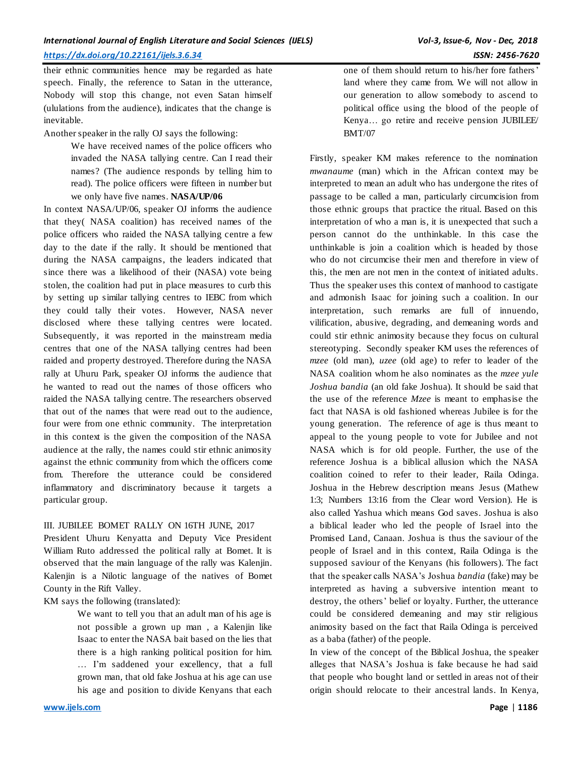their ethnic communities hence may be regarded as hate speech. Finally, the reference to Satan in the utterance, Nobody will stop this change, not even Satan himself (ululations from the audience), indicates that the change is inevitable.

Another speaker in the rally OJ says the following:

> We have received names of the police officers who invaded the NASA tallying centre. Can I read their names? (The audience responds by telling him to read). The police officers were fifteen in number but we only have five names. **NASA/UP/06**

In context NASA/UP/06, speaker OJ informs the audience that they( NASA coalition) has received names of the police officers who raided the NASA tallying centre a few day to the date if the rally. It should be mentioned that during the NASA campaigns, the leaders indicated that since there was a likelihood of their (NASA) vote being stolen, the coalition had put in place measures to curb this by setting up similar tallying centres to IEBC from which they could tally their votes. However, NASA never disclosed where these tallying centres were located. Subsequently, it was reported in the mainstream media centres that one of the NASA tallying centres had been raided and property destroyed. Therefore during the NASA rally at Uhuru Park, speaker OJ informs the audience that he wanted to read out the names of those officers who raided the NASA tallying centre. The researchers observed that out of the names that were read out to the audience, four were from one ethnic community. The interpretation in this context is the given the composition of the NASA audience at the rally, the names could stir ethnic animosity against the ethnic community from which the officers come from. Therefore the utterance could be considered inflammatory and discriminatory because it targets a particular group.

## III. JUBILEE BOMET RALLY ON 16TH JUNE, 2017

President Uhuru Kenyatta and Deputy Vice President William Ruto addressed the political rally at Bomet. It is observed that the main language of the rally was Kalenjin. Kalenjin is a Nilotic language of the natives of Bomet County in the Rift Valley.

KM says the following (translated):

> We want to tell you that an adult man of his age is not possible a grown up man , a Kalenjin like Isaac to enter the NASA bait based on the lies that there is a high ranking political position for him. … I'm saddened your excellency, that a full grown man, that old fake Joshua at his age can use his age and position to divide Kenyans that each one of them should return to his/her fore fathers' land where they came from. We will not allow in our generation to allow somebody to ascend to political office using the blood of the people of Kenya… go retire and receive pension JUBILEE/ BMT/07

Firstly, speaker KM makes reference to the nomination *mwanaume* (man) which in the African context may be interpreted to mean an adult who has undergone the rites of passage to be called a man, particularly circumcision from those ethnic groups that practice the ritual. Based on this interpretation of who a man is, it is unexpected that such a person cannot do the unthinkable. In this case the unthinkable is join a coalition which is headed by those who do not circumcise their men and therefore in view of this, the men are not men in the context of initiated adults. Thus the speaker uses this context of manhood to castigate and admonish Isaac for joining such a coalition. In our interpretation, such remarks are full of innuendo, vilification, abusive, degrading, and demeaning words and could stir ethnic animosity because they focus on cultural stereotyping. Secondly speaker KM uses the references of *mzee* (old man), *uzee* (old age) to refer to leader of the NASA coalition whom he also nominates as the *mzee yule Joshua bandia* (an old fake Joshua). It should be said that the use of the reference *Mzee* is meant to emphasise the fact that NASA is old fashioned whereas Jubilee is for the young generation. The reference of age is thus meant to appeal to the young people to vote for Jubilee and not NASA which is for old people. Further, the use of the reference Joshua is a biblical allusion which the NASA coalition coined to refer to their leader, Raila Odinga. Joshua in the Hebrew description means Jesus (Mathew 1:3; Numbers 13:16 from the Clear word Version). He is also called Yashua which means God saves. Joshua is also a biblical leader who led the people of Israel into the Promised Land, Canaan. Joshua is thus the saviour of the people of Israel and in this context, Raila Odinga is the supposed saviour of the Kenyans (his followers). The fact that the speaker calls NASA's Joshua *bandia* (fake) may be interpreted as having a subversive intention meant to destroy, the others' belief or loyalty. Further, the utterance could be considered demeaning and may stir religious animosity based on the fact that Raila Odinga is perceived as a baba (father) of the people.

In view of the concept of the Biblical Joshua, the speaker alleges that NASA's Joshua is fake because he had said that people who bought land or settled in areas not of their origin should relocate to their ancestral lands. In Kenya,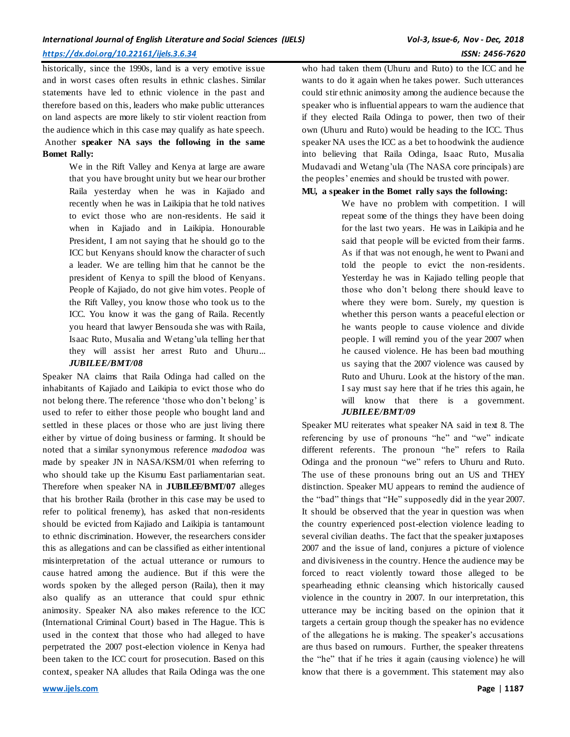historically, since the 1990s, land is a very emotive issue and in worst cases often results in ethnic clashes. Similar statements have led to ethnic violence in the past and therefore based on this, leaders who make public utterances on land aspects are more likely to stir violent reaction from the audience which in this case may qualify as hate speech.

Another **speaker NA says the following in the same Bomet Rally:**

> We in the Rift Valley and Kenya at large are aware that you have brought unity but we hear our brother Raila yesterday when he was in Kajiado and recently when he was in Laikipia that he told natives to evict those who are non-residents. He said it when in Kajiado and in Laikipia. Honourable President, I am not saying that he should go to the ICC but Kenyans should know the character of such a leader. We are telling him that he cannot be the president of Kenya to spill the blood of Kenyans. People of Kajiado, do not give him votes. People of the Rift Valley, you know those who took us to the ICC. You know it was the gang of Raila. Recently you heard that lawyer Bensouda she was with Raila, Isaac Ruto, Musalia and Wetang'ula telling her that they will assist her arrest Ruto and Uhuru... ***JUBILEE/BMT/08***

Speaker NA claims that Raila Odinga had called on the inhabitants of Kajiado and Laikipia to evict those who do not belong there. The reference 'those who don't belong' is used to refer to either those people who bought land and settled in these places or those who are just living there either by virtue of doing business or farming. It should be noted that a similar synonymous reference *madodoa* was made by speaker JN in NASA/KSM/01 when referring to who should take up the Kisumu East parliamentarian seat. Therefore when speaker NA in **JUBILEE/BMT/07** alleges that his brother Raila (brother in this case may be used to refer to political frenemy), has asked that non-residents should be evicted from Kajiado and Laikipia is tantamount to ethnic discrimination. However, the researchers consider this as allegations and can be classified as either intentional misinterpretation of the actual utterance or rumours to cause hatred among the audience. But if this were the words spoken by the alleged person (Raila), then it may also qualify as an utterance that could spur ethnic animosity. Speaker NA also makes reference to the ICC (International Criminal Court) based in The Hague. This is used in the context that those who had alleged to have perpetrated the 2007 post-election violence in Kenya had been taken to the ICC court for prosecution. Based on this context, speaker NA alludes that Raila Odinga was the one who had taken them (Uhuru and Ruto) to the ICC and he wants to do it again when he takes power. Such utterances could stir ethnic animosity among the audience because the speaker who is influential appears to warn the audience that if they elected Raila Odinga to power, then two of their own (Uhuru and Ruto) would be heading to the ICC. Thus speaker NA uses the ICC as a bet to hoodwink the audience into believing that Raila Odinga, Isaac Ruto, Musalia Mudavadi and Wetang'ula (The NASA core principals) are the peoples' enemies and should be trusted with power.

**MU, a speaker in the Bomet rally says the following:**

> We have no problem with competition. I will repeat some of the things they have been doing for the last two years. He was in Laikipia and he said that people will be evicted from their farms. As if that was not enough, he went to Pwani and told the people to evict the non-residents. Yesterday he was in Kajiado telling people that those who don't belong there should leave to where they were born. Surely, my question is whether this person wants a peaceful election or he wants people to cause violence and divide people. I will remind you of the year 2007 when he caused violence. He has been bad mouthing us saying that the 2007 violence was caused by Ruto and Uhuru. Look at the history of the man. I say must say here that if he tries this again, he will know that there is a government. ***JUBILEE/BMT/09***

Speaker MU reiterates what speaker NA said in text 8. The referencing by use of pronouns "he" and "we" indicate different referents. The pronoun "he" refers to Raila Odinga and the pronoun "we" refers to Uhuru and Ruto. The use of these pronouns bring out an US and THEY distinction. Speaker MU appears to remind the audience of the "bad" things that "He" supposedly did in the year 2007. It should be observed that the year in question was when the country experienced post-election violence leading to several civilian deaths. The fact that the speaker juxtaposes 2007 and the issue of land, conjures a picture of violence and divisiveness in the country. Hence the audience may be forced to react violently toward those alleged to be spearheading ethnic cleansing which historically caused violence in the country in 2007. In our interpretation, this utterance may be inciting based on the opinion that it targets a certain group though the speaker has no evidence of the allegations he is making. The speaker's accusations are thus based on rumours. Further, the speaker threatens the "he" that if he tries it again (causing violence) he will know that there is a government. This statement may also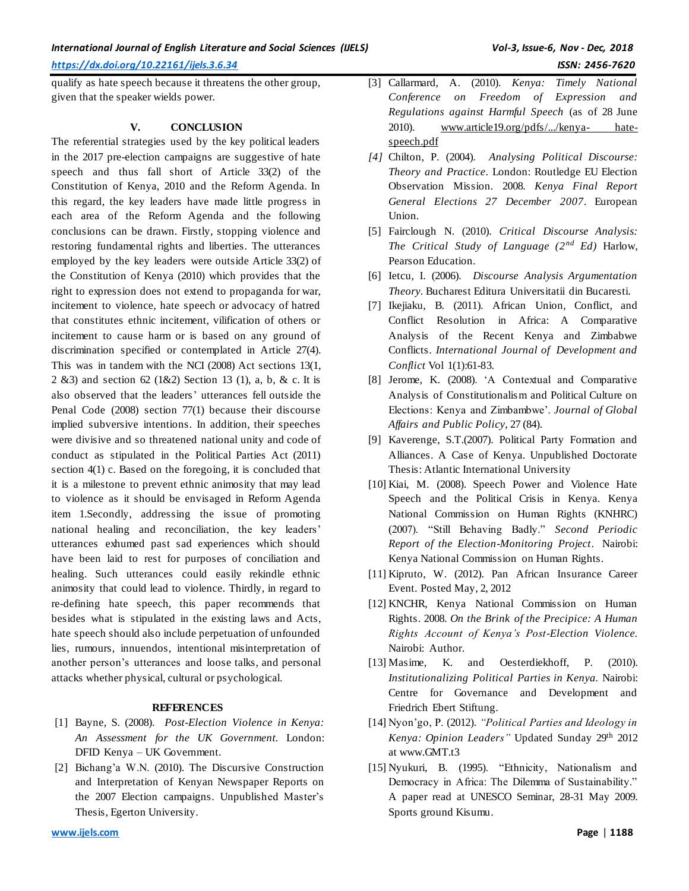qualify as hate speech because it threatens the other group, given that the speaker wields power.

## V. CONCLUSION

The referential strategies used by the key political leaders in the 2017 pre-election campaigns are suggestive of hate speech and thus fall short of Article 33(2) of the Constitution of Kenya, 2010 and the Reform Agenda. In this regard, the key leaders have made little progress in each area of the Reform Agenda and the following conclusions can be drawn. Firstly, stopping violence and restoring fundamental rights and liberties. The utterances employed by the key leaders were outside Article 33(2) of the Constitution of Kenya (2010) which provides that the right to expression does not extend to propaganda for war, incitement to violence, hate speech or advocacy of hatred that constitutes ethnic incitement, vilification of others or incitement to cause harm or is based on any ground of discrimination specified or contemplated in Article 27(4). This was in tandem with the NCI (2008) Act sections 13(1, 2 &3) and section 62 (1&2) Section 13 (1), a, b, & c. It is also observed that the leaders' utterances fell outside the Penal Code (2008) section 77(1) because their discourse implied subversive intentions. In addition, their speeches were divisive and so threatened national unity and code of conduct as stipulated in the Political Parties Act (2011) section 4(1) c. Based on the foregoing, it is concluded that it is a milestone to prevent ethnic animosity that may lead to violence as it should be envisaged in Reform Agenda item 1.Secondly, addressing the issue of promoting national healing and reconciliation, the key leaders' utterances exhumed past sad experiences which should have been laid to rest for purposes of conciliation and healing. Such utterances could easily rekindle ethnic animosity that could lead to violence. Thirdly, in regard to re-defining hate speech, this paper recommends that besides what is stipulated in the existing laws and Acts, hate speech should also include perpetuation of unfounded lies, rumours, innuendos, intentional misinterpretation of another person's utterances and loose talks, and personal attacks whether physical, cultural or psychological.

## REFERENCES

[1] Bayne, S. (2008). *Post-Election Violence in Kenya: An Assessment for the UK Government.* London: DFID Kenya – UK Government.

[2] Bichang'a W.N. (2010). The Discursive Construction and Interpretation of Kenyan Newspaper Reports on the 2007 Election campaigns. Unpublished Master's Thesis, Egerton University.

[3] Callarmard, A. (2010). *Kenya: Timely National Conference on Freedom of Expression and Regulations against Harmful Speech* (as of 28 June 2010). www.article19.org/pdfs/.../kenya- hate-speech.pdf

*[4]* Chilton, P. (2004). *Analysing Political Discourse: Theory and Practice*. London: Routledge EU Election Observation Mission. 2008. *Kenya Final Report General Elections 27 December 2007*. European Union.

[5] Fairclough N. (2010). *Critical Discourse Analysis: The Critical Study of Language (2nd Ed)* Harlow, Pearson Education.

[6] Ietcu, I. (2006). *Discourse Analysis Argumentation Theory*. Bucharest Editura Universitatii din Bucaresti.

[7] Ikejiaku, B. (2011). African Union, Conflict, and Conflict Resolution in Africa: A Comparative Analysis of the Recent Kenya and Zimbabwe Conflicts. *International Journal of Development and Conflict* Vol 1(1):61-83.

[8] Jerome, K. (2008). 'A Contextual and Comparative Analysis of Constitutionalism and Political Culture on Elections: Kenya and Zimbambwe'. *Journal of Global Affairs and Public Policy*, 27 (84).

[9] Kaverenge, S.T.(2007). Political Party Formation and Alliances. A Case of Kenya. Unpublished Doctorate Thesis: Atlantic International University

[10] Kiai, M. (2008). Speech Power and Violence Hate Speech and the Political Crisis in Kenya. Kenya National Commission on Human Rights (KNHRC) (2007). "Still Behaving Badly." *Second Periodic Report of the Election-Monitoring Project*. Nairobi: Kenya National Commission on Human Rights.

[11] Kipruto, W. (2012). Pan African Insurance Career Event. Posted May, 2, 2012

[12] KNCHR, Kenya National Commission on Human Rights. 2008. *On the Brink of the Precipice: A Human Rights Account of Kenya's Post-Election Violence.* Nairobi: Author.

[13] Masime, K. and Oesterdiekhoff, P. (2010). *Institutionalizing Political Parties in Kenya.* Nairobi: Centre for Governance and Development and Friedrich Ebert Stiftung.

[14] Nyon'go, P. (2012). *"Political Parties and Ideology in Kenya: Opinion Leaders"* Updated Sunday 29th 2012 at www.GMT.t3

[15] Nyukuri, B. (1995). "Ethnicity, Nationalism and Democracy in Africa: The Dilemma of Sustainability." A paper read at UNESCO Seminar, 28-31 May 2009. Sports ground Kisumu.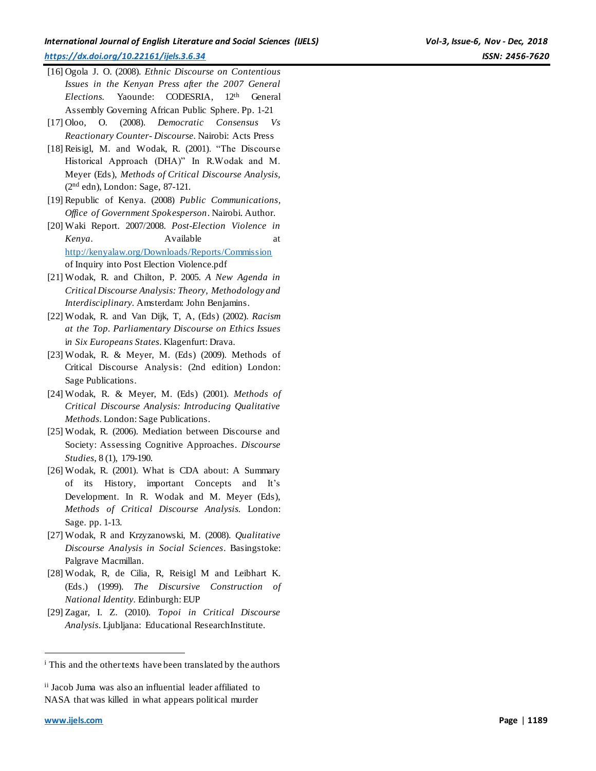[16] Ogola J. O. (2008). *Ethnic Discourse on Contentious Issues in the Kenyan Press after the 2007 General Elections*. Yaounde: CODESRIA, 12th General Assembly Governing African Public Sphere. Pp. 1-21

[17] Oloo, O. (2008). *Democratic Consensus Vs Reactionary Counter- Discourse*. Nairobi: Acts Press

[18] Reisigl, M. and Wodak, R. (2001). "The Discourse Historical Approach (DHA)" In R.Wodak and M. Meyer (Eds), *Methods of Critical Discourse Analysis*, (2nd edn), London: Sage, 87-121.

[19] Republic of Kenya. (2008) *Public Communications, Office of Government Spokesperson*. Nairobi. Author.

[20] Waki Report. 2007/2008. *Post-Election Violence in Kenya*. Available at http://kenyalaw.org/Downloads/Reports/Commission of Inquiry into Post Election Violence.pdf

[21] Wodak, R. and Chilton, P. 2005. *A New Agenda in Critical Discourse Analysis: Theory, Methodology and Interdisciplinary*. Amsterdam: John Benjamins.

[22] Wodak, R. and Van Dijk, T, A, (Eds) (2002). *Racism at the Top. Parliamentary Discourse on Ethics Issues in Six Europeans States*. Klagenfurt: Drava.

[23] Wodak, R. & Meyer, M. (Eds) (2009). Methods of Critical Discourse Analysis: (2nd edition) London: Sage Publications.

[24] Wodak, R. & Meyer, M. (Eds) (2001). *Methods of Critical Discourse Analysis: Introducing Qualitative Methods*. London: Sage Publications.

[25] Wodak, R. (2006). Mediation between Discourse and Society: Assessing Cognitive Approaches. *Discourse Studies*, 8 (1), 179-190.

[26] Wodak, R. (2001). What is CDA about: A Summary of its History, important Concepts and It's Development. In R. Wodak and M. Meyer (Eds), *Methods of Critical Discourse Analysis*. London: Sage. pp. 1-13.

[27] Wodak, R and Krzyzanowski, M. (2008). *Qualitative Discourse Analysis in Social Sciences*. Basingstoke: Palgrave Macmillan.

[28] Wodak, R, de Cilia, R, Reisigl M and Leibhart K. (Eds.) (1999). *The Discursive Construction of National Identity*. Edinburgh: EUP

[29] Zagar, I. Z. (2010). *Topoi in Critical Discourse Analysis*. Ljubljana: Educational ResearchInstitute.

---

[i] This and the other texts have been translated by the authors

[ii] Jacob Juma was also an influential leader affiliated to NASA that was killed in what appears political murder